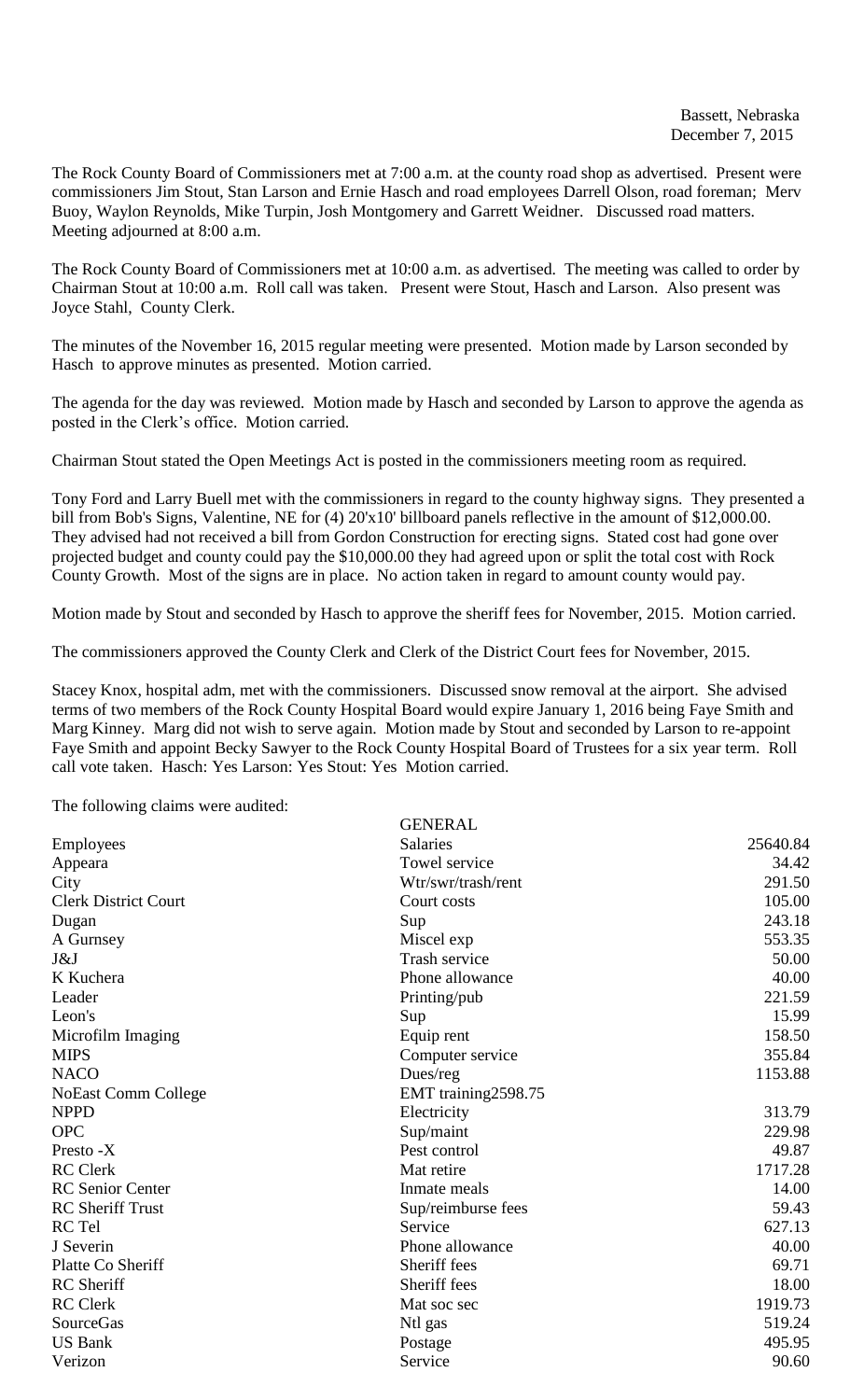Bassett, Nebraska
December 7, 2015

The Rock County Board of Commissioners met at 7:00 a.m. at the county road shop as advertised. Present were commissioners Jim Stout, Stan Larson and Ernie Hasch and road employees Darrell Olson, road foreman; Merv Buoy, Waylon Reynolds, Mike Turpin, Josh Montgomery and Garrett Weidner. Discussed road matters. Meeting adjourned at 8:00 a.m.

The Rock County Board of Commissioners met at 10:00 a.m. as advertised. The meeting was called to order by Chairman Stout at 10:00 a.m. Roll call was taken. Present were Stout, Hasch and Larson. Also present was Joyce Stahl, County Clerk.

The minutes of the November 16, 2015 regular meeting were presented. Motion made by Larson seconded by Hasch to approve minutes as presented. Motion carried.

The agenda for the day was reviewed. Motion made by Hasch and seconded by Larson to approve the agenda as posted in the Clerk's office. Motion carried.

Chairman Stout stated the Open Meetings Act is posted in the commissioners meeting room as required.

Tony Ford and Larry Buell met with the commissioners in regard to the county highway signs. They presented a bill from Bob's Signs, Valentine, NE for (4) 20'x10' billboard panels reflective in the amount of $12,000.00. They advised had not received a bill from Gordon Construction for erecting signs. Stated cost had gone over projected budget and county could pay the $10,000.00 they had agreed upon or split the total cost with Rock County Growth. Most of the signs are in place. No action taken in regard to amount county would pay.

Motion made by Stout and seconded by Hasch to approve the sheriff fees for November, 2015. Motion carried.

The commissioners approved the County Clerk and Clerk of the District Court fees for November, 2015.

Stacey Knox, hospital adm, met with the commissioners. Discussed snow removal at the airport. She advised terms of two members of the Rock County Hospital Board would expire January 1, 2016 being Faye Smith and Marg Kinney. Marg did not wish to serve again. Motion made by Stout and seconded by Larson to re-appoint Faye Smith and appoint Becky Sawyer to the Rock County Hospital Board of Trustees for a six year term. Roll call vote taken. Hasch: Yes Larson: Yes Stout: Yes Motion carried.

The following claims were audited:

| | GENERAL | |
|---|---|---|
| Employees | Salaries | 25640.84 |
| Appeara | Towel service | 34.42 |
| City | Wtr/swr/trash/rent | 291.50 |
| Clerk District Court | Court costs | 105.00 |
| Dugan | Sup | 243.18 |
| A Gurnsey | Miscel exp | 553.35 |
| J&J | Trash service | 50.00 |
| K Kuchera | Phone allowance | 40.00 |
| Leader | Printing/pub | 221.59 |
| Leon's | Sup | 15.99 |
| Microfilm Imaging | Equip rent | 158.50 |
| MIPS | Computer service | 355.84 |
| NACO | Dues/reg | 1153.88 |
| NoEast Comm College | EMT training2598.75 | |
| NPPD | Electricity | 313.79 |
| OPC | Sup/maint | 229.98 |
| Presto -X | Pest control | 49.87 |
| RC Clerk | Mat retire | 1717.28 |
| RC Senior Center | Inmate meals | 14.00 |
| RC Sheriff Trust | Sup/reimburse fees | 59.43 |
| RC Tel | Service | 627.13 |
| J Severin | Phone allowance | 40.00 |
| Platte Co Sheriff | Sheriff fees | 69.71 |
| RC Sheriff | Sheriff fees | 18.00 |
| RC Clerk | Mat soc sec | 1919.73 |
| SourceGas | Ntl gas | 519.24 |
| US Bank | Postage | 495.95 |
| Verizon | Service | 90.60 |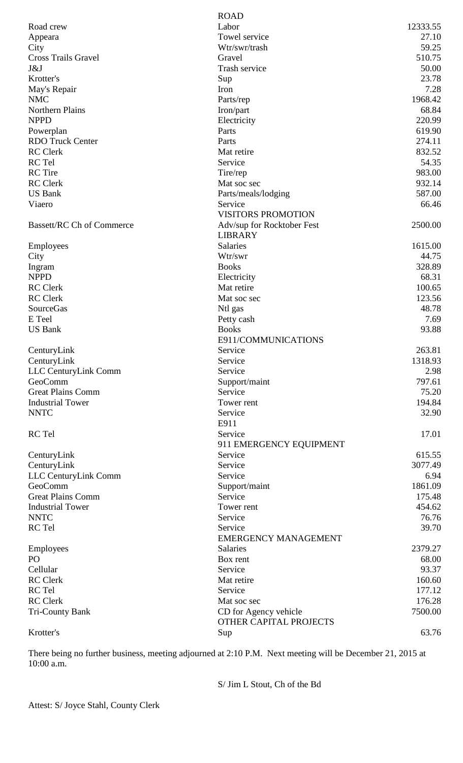| | | |
|---|---|---|
| | ROAD | |
| Road crew | Labor | 12333.55 |
| Appeara | Towel service | 27.10 |
| City | Wtr/swr/trash | 59.25 |
| Cross Trails Gravel | Gravel | 510.75 |
| J&J | Trash service | 50.00 |
| Krotter's | Sup | 23.78 |
| May's Repair | Iron | 7.28 |
| NMC | Parts/rep | 1968.42 |
| Northern Plains | Iron/part | 68.84 |
| NPPD | Electricity | 220.99 |
| Powerplan | Parts | 619.90 |
| RDO Truck Center | Parts | 274.11 |
| RC Clerk | Mat retire | 832.52 |
| RC Tel | Service | 54.35 |
| RC Tire | Tire/rep | 983.00 |
| RC Clerk | Mat soc sec | 932.14 |
| US Bank | Parts/meals/lodging | 587.00 |
| Viaero | Service | 66.46 |
| | VISITORS PROMOTION | |
| Bassett/RC Ch of Commerce | Adv/sup for Rocktober Fest | 2500.00 |
| | LIBRARY | |
| Employees | Salaries | 1615.00 |
| City | Wtr/swr | 44.75 |
| Ingram | Books | 328.89 |
| NPPD | Electricity | 68.31 |
| RC Clerk | Mat retire | 100.65 |
| RC Clerk | Mat soc sec | 123.56 |
| SourceGas | Ntl gas | 48.78 |
| E Teel | Petty cash | 7.69 |
| US Bank | Books | 93.88 |
| | E911/COMMUNICATIONS | |
| CenturyLink | Service | 263.81 |
| CenturyLink | Service | 1318.93 |
| LLC CenturyLink Comm | Service | 2.98 |
| GeoComm | Support/maint | 797.61 |
| Great Plains Comm | Service | 75.20 |
| Industrial Tower | Tower rent | 194.84 |
| NNTC | Service | 32.90 |
| | E911 | |
| RC Tel | Service | 17.01 |
| | 911 EMERGENCY EQUIPMENT | |
| CenturyLink | Service | 615.55 |
| CenturyLink | Service | 3077.49 |
| LLC CenturyLink Comm | Service | 6.94 |
| GeoComm | Support/maint | 1861.09 |
| Great Plains Comm | Service | 175.48 |
| Industrial Tower | Tower rent | 454.62 |
| NNTC | Service | 76.76 |
| RC Tel | Service | 39.70 |
| | EMERGENCY MANAGEMENT | |
| Employees | Salaries | 2379.27 |
| PO | Box rent | 68.00 |
| Cellular | Service | 93.37 |
| RC Clerk | Mat retire | 160.60 |
| RC Tel | Service | 177.12 |
| RC Clerk | Mat soc sec | 176.28 |
| Tri-County Bank | CD for Agency vehicle | 7500.00 |
| | OTHER CAPITAL PROJECTS | |
| Krotter's | Sup | 63.76 |

There being no further business, meeting adjourned at 2:10 P.M. Next meeting will be December 21, 2015 at 10:00 a.m.

S/ Jim L Stout, Ch of the Bd

Attest: S/ Joyce Stahl, County Clerk